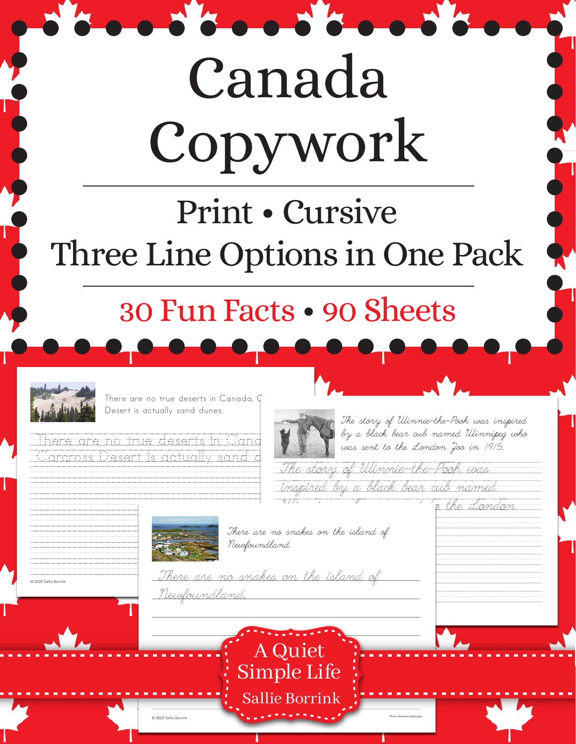# Canada Copywork

## Print • Cursive

## Three Line Options in One Pack

## 30 Fun Facts • 90 Sheets

There are no true deserts in Canada. C... Desert is actually sand dunes.

There are no true deserts in Cana... Carcross Desert is actually sand d...

The story of Winnie-the-Pooh was inspired by a black bear cub named Winnipeg who was sent to the London Zoo in 1915.

The story of Winnie-the-Pooh was inspired by a black bear cub named ... the London

There are no snakes on the island of Newfoundland.

There are no snakes on the island of Newfoundland.

© 2020 Sallie Borrink

A Quiet Simple Life

Sallie Borrink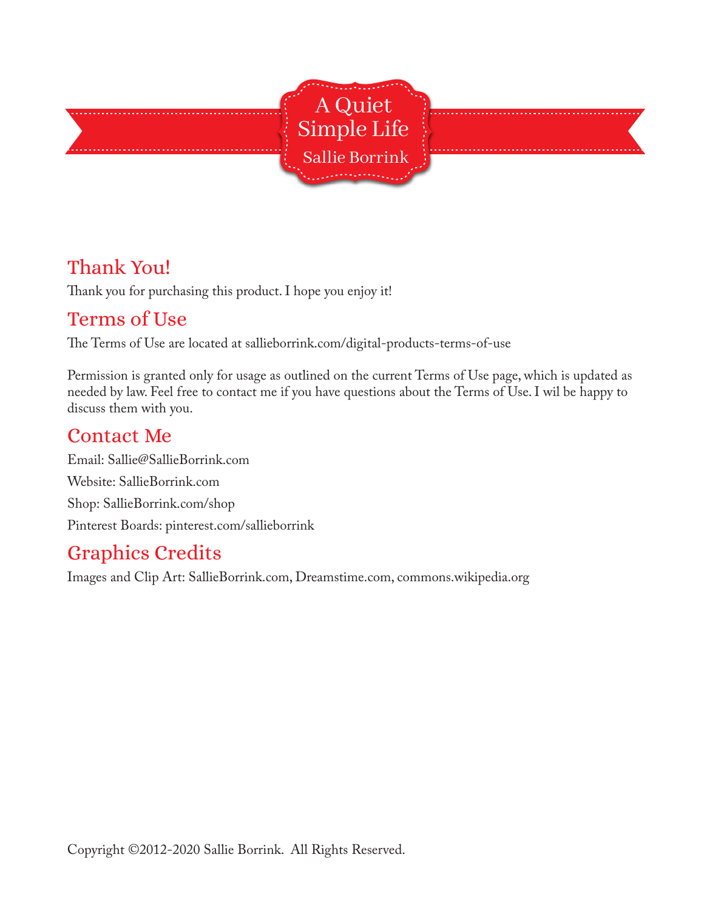A Quiet Simple Life

Sallie Borrink

## Thank You!

Thank you for purchasing this product. I hope you enjoy it!

## Terms of Use

The Terms of Use are located at sallieborrink.com/digital-products-terms-of-use

Permission is granted only for usage as outlined on the current Terms of Use page, which is updated as needed by law. Feel free to contact me if you have questions about the Terms of Use. I wil be happy to discuss them with you.

## Contact Me

Email: Sallie@SallieBorrink.com

Website: SallieBorrink.com

Shop: SallieBorrink.com/shop

Pinterest Boards: pinterest.com/sallieborrink

## Graphics Credits

Images and Clip Art: SallieBorrink.com, Dreamstime.com, commons.wikipedia.org

Copyright ©2012-2020 Sallie Borrink. All Rights Reserved.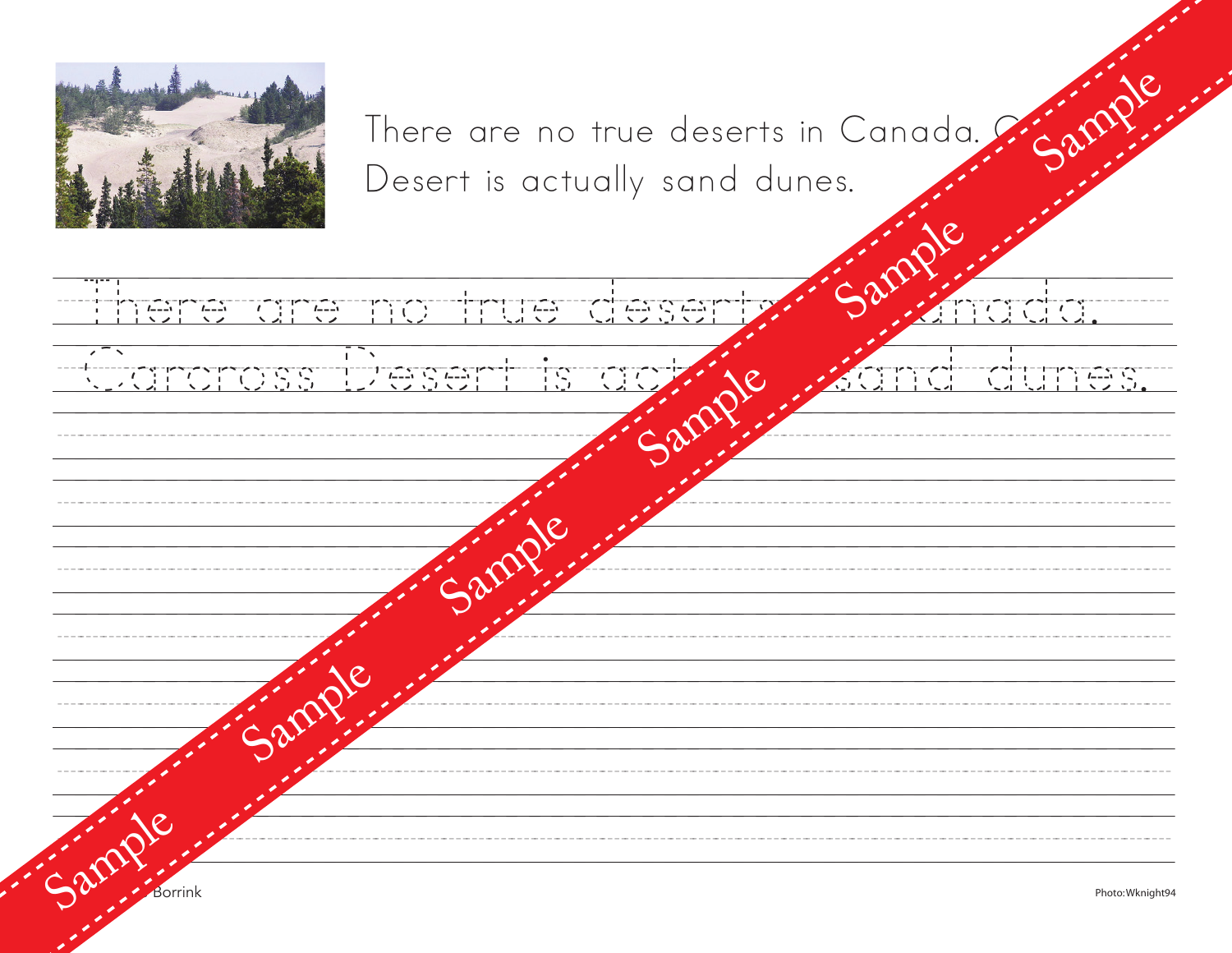There are no true deserts in Canada. Carcross Desert is actually sand dunes.

There are no true deserts in Canada.
Carcross Desert is actually sand dunes.

Photo: Wknight94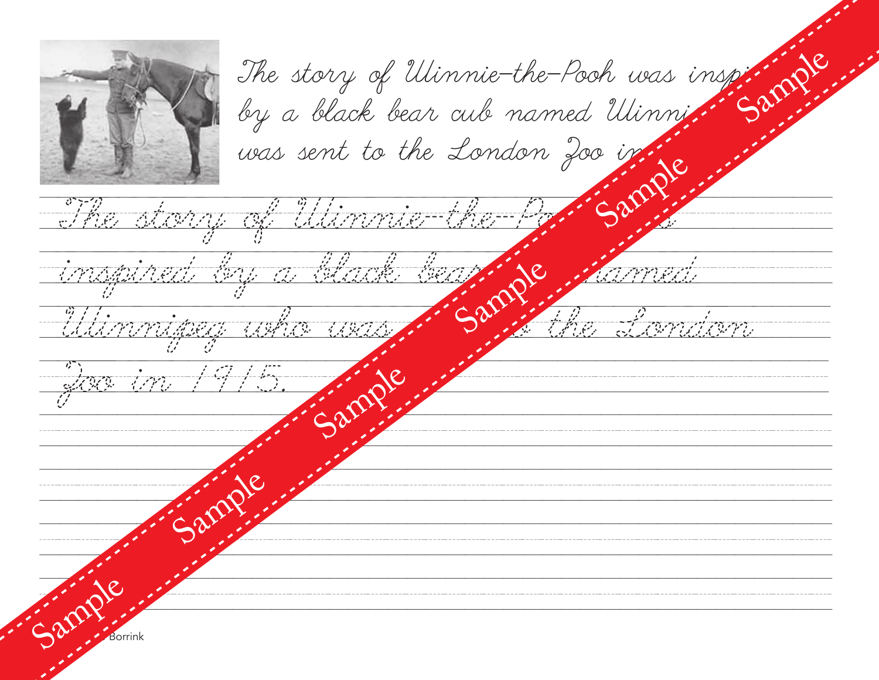The story of Winnie-the-Pooh was insp... by a black bear cub named Winni... was sent to the London Zoo in...

The story of Winnie-the-Po...

inspired by a black bear ... named

Winnipeg who was ... the London

Zoo in 1915.

Sample Sample Sample Sample Sample Sample Sample

...Borrink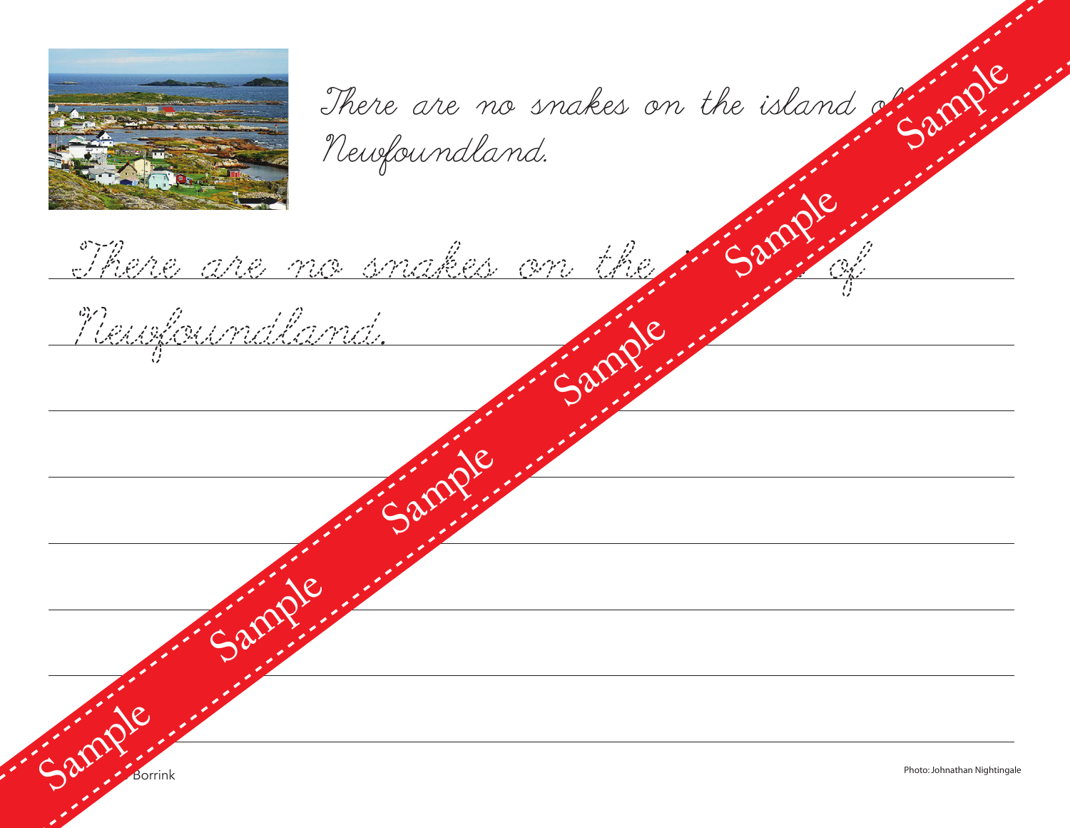There are no snakes on the island of Newfoundland.

There are no snakes on the island of Newfoundland.

Borrink

Photo: Johnathan Nightingale